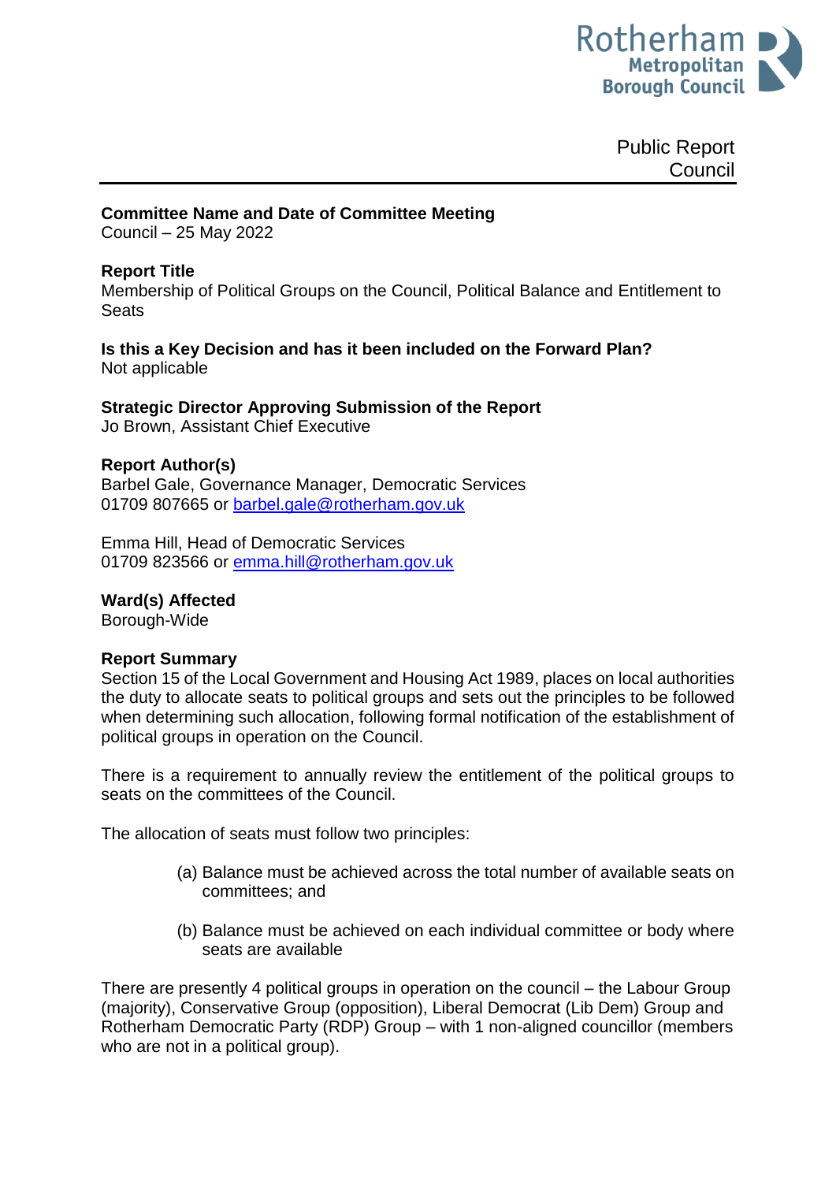Rotherham Metropolitan Borough Council

Public Report
Council

**Committee Name and Date of Committee Meeting**
Council – 25 May 2022

**Report Title**
Membership of Political Groups on the Council, Political Balance and Entitlement to Seats

**Is this a Key Decision and has it been included on the Forward Plan?**
Not applicable

**Strategic Director Approving Submission of the Report**
Jo Brown, Assistant Chief Executive

**Report Author(s)**
Barbel Gale, Governance Manager, Democratic Services
01709 807665 or barbel.gale@rotherham.gov.uk

Emma Hill, Head of Democratic Services
01709 823566 or emma.hill@rotherham.gov.uk

**Ward(s) Affected**
Borough-Wide

**Report Summary**
Section 15 of the Local Government and Housing Act 1989, places on local authorities the duty to allocate seats to political groups and sets out the principles to be followed when determining such allocation, following formal notification of the establishment of political groups in operation on the Council.

There is a requirement to annually review the entitlement of the political groups to seats on the committees of the Council.

The allocation of seats must follow two principles:

(a) Balance must be achieved across the total number of available seats on committees; and

(b) Balance must be achieved on each individual committee or body where seats are available

There are presently 4 political groups in operation on the council – the Labour Group (majority), Conservative Group (opposition), Liberal Democrat (Lib Dem) Group and Rotherham Democratic Party (RDP) Group – with 1 non-aligned councillor (members who are not in a political group).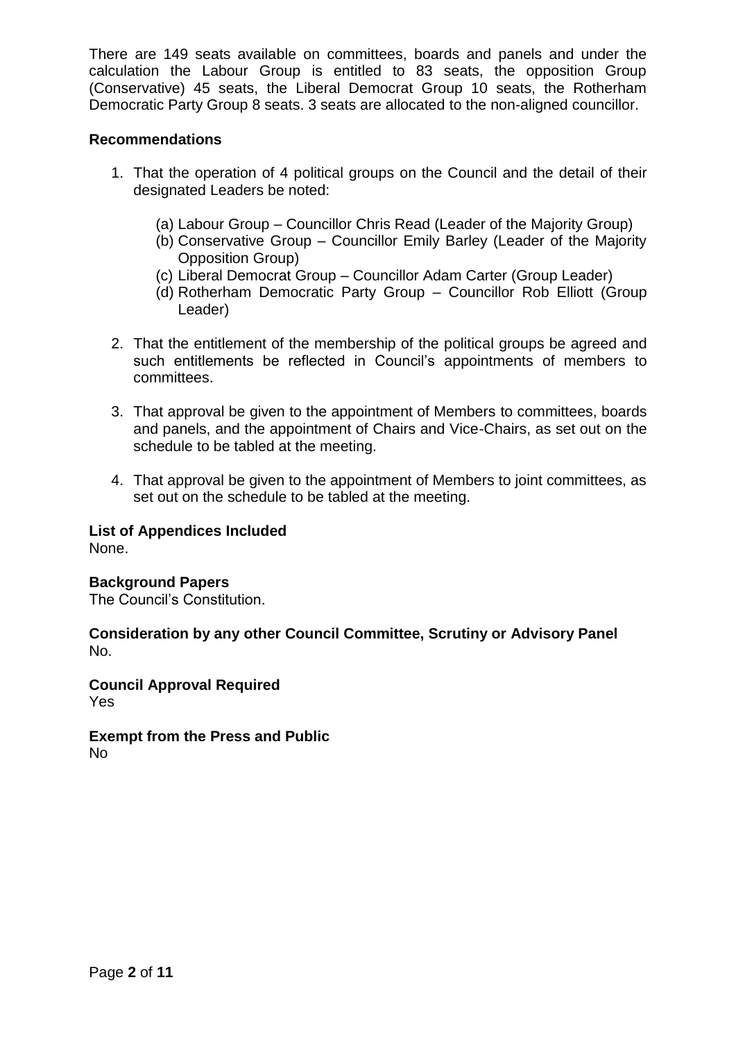There are 149 seats available on committees, boards and panels and under the calculation the Labour Group is entitled to 83 seats, the opposition Group (Conservative) 45 seats, the Liberal Democrat Group 10 seats, the Rotherham Democratic Party Group 8 seats. 3 seats are allocated to the non-aligned councillor.

**Recommendations**

1. That the operation of 4 political groups on the Council and the detail of their designated Leaders be noted:

   (a) Labour Group – Councillor Chris Read (Leader of the Majority Group)
   (b) Conservative Group – Councillor Emily Barley (Leader of the Majority Opposition Group)
   (c) Liberal Democrat Group – Councillor Adam Carter (Group Leader)
   (d) Rotherham Democratic Party Group – Councillor Rob Elliott (Group Leader)

2. That the entitlement of the membership of the political groups be agreed and such entitlements be reflected in Council's appointments of members to committees.

3. That approval be given to the appointment of Members to committees, boards and panels, and the appointment of Chairs and Vice-Chairs, as set out on the schedule to be tabled at the meeting.

4. That approval be given to the appointment of Members to joint committees, as set out on the schedule to be tabled at the meeting.

**List of Appendices Included**
None.

**Background Papers**
The Council's Constitution.

**Consideration by any other Council Committee, Scrutiny or Advisory Panel**
No.

**Council Approval Required**
Yes

**Exempt from the Press and Public**
No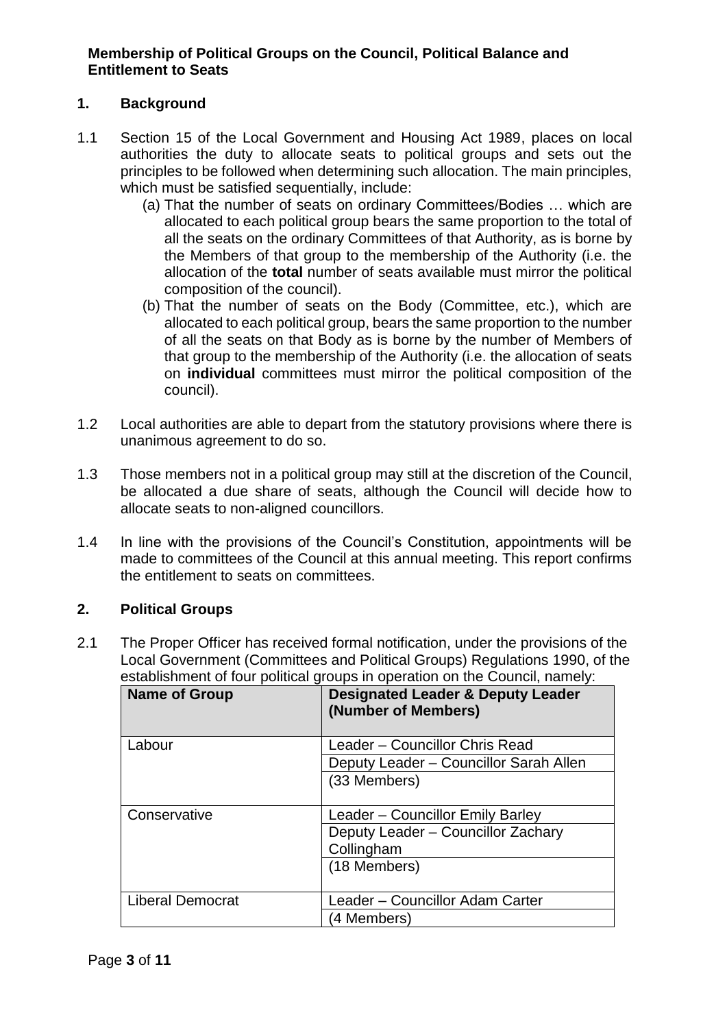**Membership of Political Groups on the Council, Political Balance and Entitlement to Seats**

## 1. Background

1.1 Section 15 of the Local Government and Housing Act 1989, places on local authorities the duty to allocate seats to political groups and sets out the principles to be followed when determining such allocation. The main principles, which must be satisfied sequentially, include:

(a) That the number of seats on ordinary Committees/Bodies … which are allocated to each political group bears the same proportion to the total of all the seats on the ordinary Committees of that Authority, as is borne by the Members of that group to the membership of the Authority (i.e. the allocation of the **total** number of seats available must mirror the political composition of the council).

(b) That the number of seats on the Body (Committee, etc.), which are allocated to each political group, bears the same proportion to the number of all the seats on that Body as is borne by the number of Members of that group to the membership of the Authority (i.e. the allocation of seats on **individual** committees must mirror the political composition of the council).

1.2 Local authorities are able to depart from the statutory provisions where there is unanimous agreement to do so.

1.3 Those members not in a political group may still at the discretion of the Council, be allocated a due share of seats, although the Council will decide how to allocate seats to non-aligned councillors.

1.4 In line with the provisions of the Council's Constitution, appointments will be made to committees of the Council at this annual meeting. This report confirms the entitlement to seats on committees.

## 2. Political Groups

2.1 The Proper Officer has received formal notification, under the provisions of the Local Government (Committees and Political Groups) Regulations 1990, of the establishment of four political groups in operation on the Council, namely:

| Name of Group | Designated Leader & Deputy Leader (Number of Members) |
|---|---|
| Labour | Leader – Councillor Chris Read |
| | Deputy Leader – Councillor Sarah Allen |
| | (33 Members) |
| Conservative | Leader – Councillor Emily Barley |
| | Deputy Leader – Councillor Zachary Collingham |
| | (18 Members) |
| Liberal Democrat | Leader – Councillor Adam Carter |
| | (4 Members) |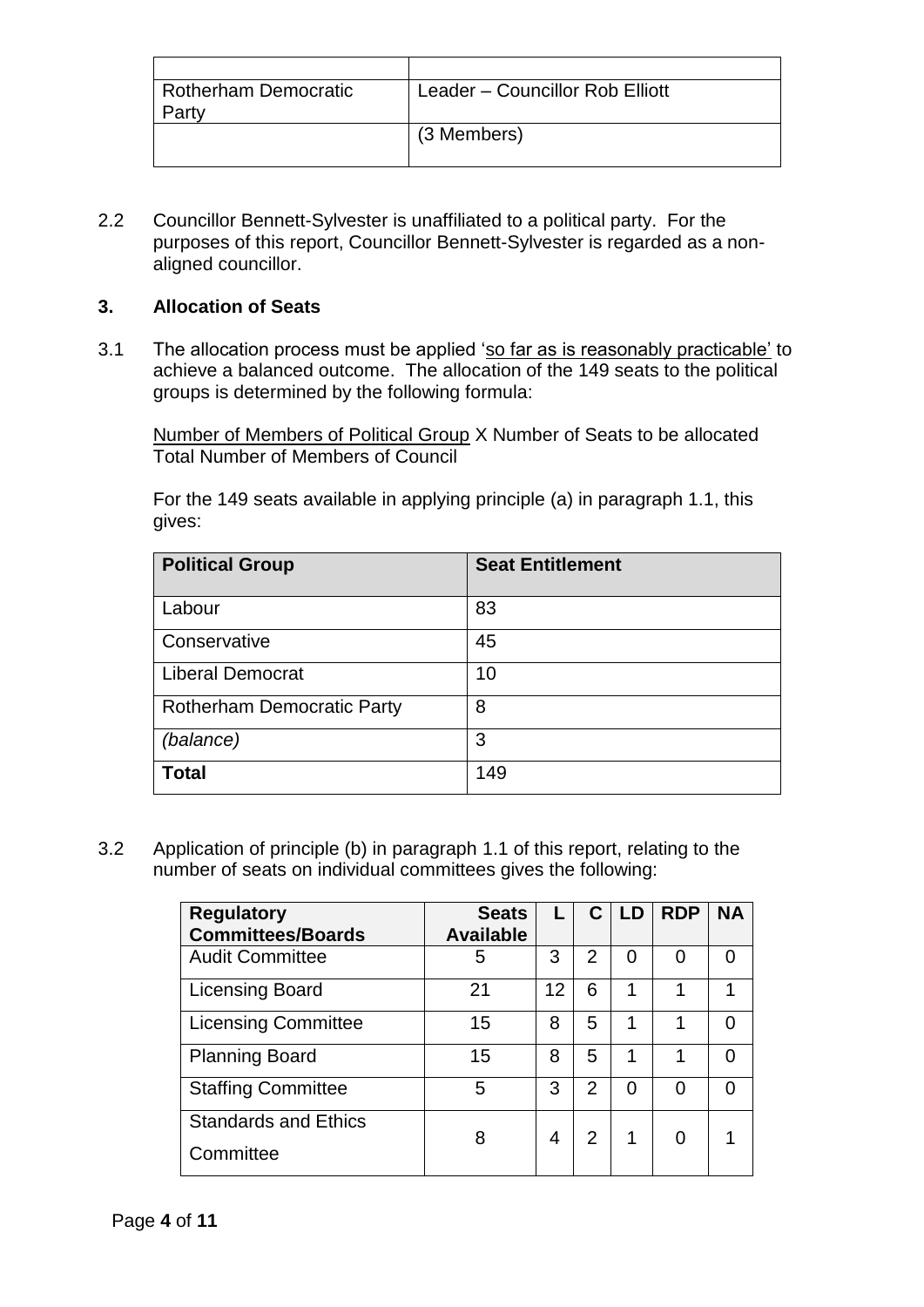| | |
|---|---|
| Rotherham Democratic Party | Leader – Councillor Rob Elliott |
| | (3 Members) |

2.2 Councillor Bennett-Sylvester is unaffiliated to a political party. For the purposes of this report, Councillor Bennett-Sylvester is regarded as a non-aligned councillor.

## 3. Allocation of Seats

3.1 The allocation process must be applied 'so far as is reasonably practicable' to achieve a balanced outcome. The allocation of the 149 seats to the political groups is determined by the following formula:

$$\frac{\text{Number of Members of Political Group}}{\text{Total Number of Members of Council}} \times \text{Number of Seats to be allocated}$$

For the 149 seats available in applying principle (a) in paragraph 1.1, this gives:

| Political Group | Seat Entitlement |
|---|---|
| Labour | 83 |
| Conservative | 45 |
| Liberal Democrat | 10 |
| Rotherham Democratic Party | 8 |
| *(balance)* | 3 |
| **Total** | 149 |

3.2 Application of principle (b) in paragraph 1.1 of this report, relating to the number of seats on individual committees gives the following:

| Regulatory Committees/Boards | Seats Available | L | C | LD | RDP | NA |
|---|---|---|---|---|---|---|
| Audit Committee | 5 | 3 | 2 | 0 | 0 | 0 |
| Licensing Board | 21 | 12 | 6 | 1 | 1 | 1 |
| Licensing Committee | 15 | 8 | 5 | 1 | 1 | 0 |
| Planning Board | 15 | 8 | 5 | 1 | 1 | 0 |
| Staffing Committee | 5 | 3 | 2 | 0 | 0 | 0 |
| Standards and Ethics Committee | 8 | 4 | 2 | 1 | 0 | 1 |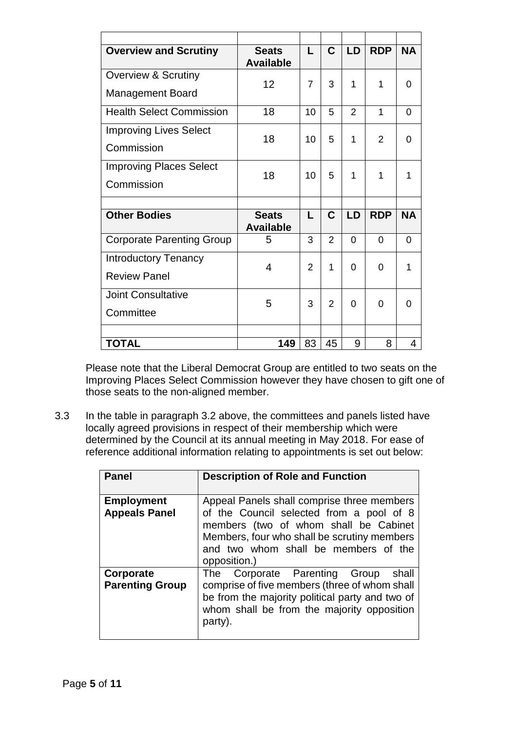| | | | | | | |
|---|---|---|---|---|---|---|
| **Overview and Scrutiny** | **Seats Available** | **L** | **C** | **LD** | **RDP** | **NA** |
| Overview & Scrutiny Management Board | 12 | 7 | 3 | 1 | 1 | 0 |
| Health Select Commission | 18 | 10 | 5 | 2 | 1 | 0 |
| Improving Lives Select Commission | 18 | 10 | 5 | 1 | 2 | 0 |
| Improving Places Select Commission | 18 | 10 | 5 | 1 | 1 | 1 |
| | | | | | | |
| **Other Bodies** | **Seats Available** | **L** | **C** | **LD** | **RDP** | **NA** |
| Corporate Parenting Group | 5 | 3 | 2 | 0 | 0 | 0 |
| Introductory Tenancy Review Panel | 4 | 2 | 1 | 0 | 0 | 1 |
| Joint Consultative Committee | 5 | 3 | 2 | 0 | 0 | 0 |
| | | | | | | |
| **TOTAL** | **149** | 83 | 45 | 9 | 8 | 4 |

Please note that the Liberal Democrat Group are entitled to two seats on the Improving Places Select Commission however they have chosen to gift one of those seats to the non-aligned member.

3.3 In the table in paragraph 3.2 above, the committees and panels listed have locally agreed provisions in respect of their membership which were determined by the Council at its annual meeting in May 2018. For ease of reference additional information relating to appointments is set out below:

| **Panel** | **Description of Role and Function** |
|---|---|
| **Employment Appeals Panel** | Appeal Panels shall comprise three members of the Council selected from a pool of 8 members (two of whom shall be Cabinet Members, four who shall be scrutiny members and two whom shall be members of the opposition.) |
| **Corporate Parenting Group** | The Corporate Parenting Group shall comprise of five members (three of whom shall be from the majority political party and two of whom shall be from the majority opposition party). |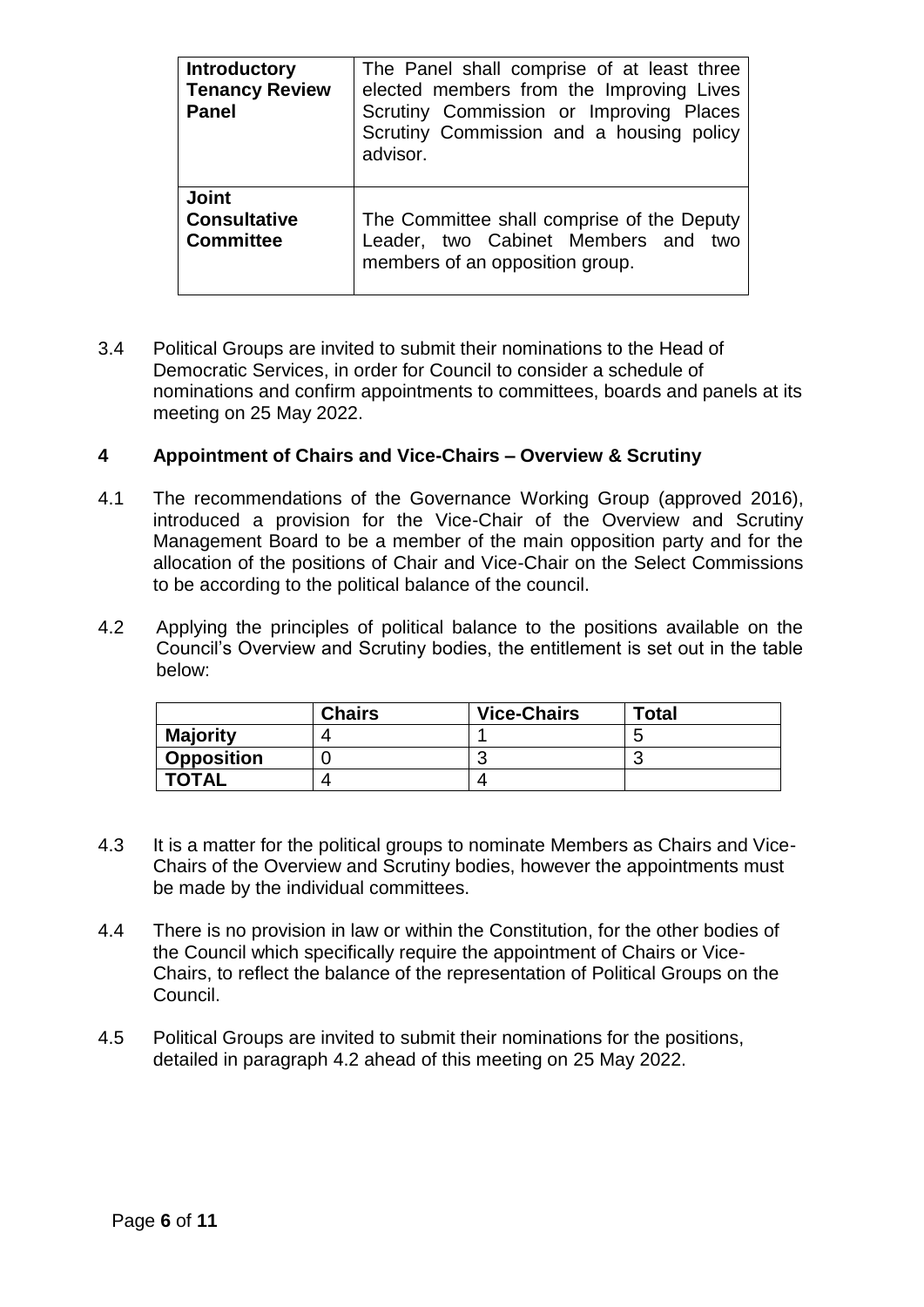| **Introductory Tenancy Review Panel** | The Panel shall comprise of at least three elected members from the Improving Lives Scrutiny Commission or Improving Places Scrutiny Commission and a housing policy advisor. |
| --- | --- |
| **Joint Consultative Committee** | The Committee shall comprise of the Deputy Leader, two Cabinet Members and two members of an opposition group. |

3.4 Political Groups are invited to submit their nominations to the Head of Democratic Services, in order for Council to consider a schedule of nominations and confirm appointments to committees, boards and panels at its meeting on 25 May 2022.

## 4 Appointment of Chairs and Vice-Chairs – Overview & Scrutiny

4.1 The recommendations of the Governance Working Group (approved 2016), introduced a provision for the Vice-Chair of the Overview and Scrutiny Management Board to be a member of the main opposition party and for the allocation of the positions of Chair and Vice-Chair on the Select Commissions to be according to the political balance of the council.

4.2 Applying the principles of political balance to the positions available on the Council's Overview and Scrutiny bodies, the entitlement is set out in the table below:

| | **Chairs** | **Vice-Chairs** | **Total** |
| --- | --- | --- | --- |
| **Majority** | 4 | 1 | 5 |
| **Opposition** | 0 | 3 | 3 |
| **TOTAL** | 4 | 4 | |

4.3 It is a matter for the political groups to nominate Members as Chairs and Vice-Chairs of the Overview and Scrutiny bodies, however the appointments must be made by the individual committees.

4.4 There is no provision in law or within the Constitution, for the other bodies of the Council which specifically require the appointment of Chairs or Vice-Chairs, to reflect the balance of the representation of Political Groups on the Council.

4.5 Political Groups are invited to submit their nominations for the positions, detailed in paragraph 4.2 ahead of this meeting on 25 May 2022.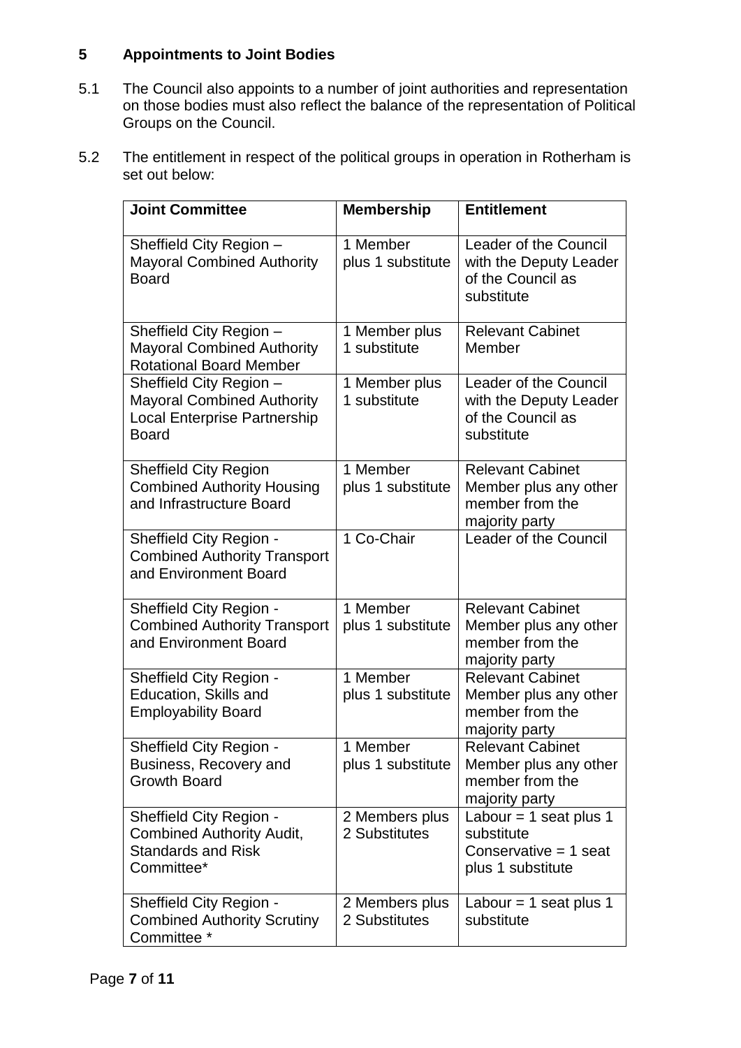## 5 Appointments to Joint Bodies

5.1 The Council also appoints to a number of joint authorities and representation on those bodies must also reflect the balance of the representation of Political Groups on the Council.

5.2 The entitlement in respect of the political groups in operation in Rotherham is set out below:

| Joint Committee | Membership | Entitlement |
|---|---|---|
| Sheffield City Region – Mayoral Combined Authority Board | 1 Member plus 1 substitute | Leader of the Council with the Deputy Leader of the Council as substitute |
| Sheffield City Region – Mayoral Combined Authority Rotational Board Member | 1 Member plus 1 substitute | Relevant Cabinet Member |
| Sheffield City Region – Mayoral Combined Authority Local Enterprise Partnership Board | 1 Member plus 1 substitute | Leader of the Council with the Deputy Leader of the Council as substitute |
| Sheffield City Region Combined Authority Housing and Infrastructure Board | 1 Member plus 1 substitute | Relevant Cabinet Member plus any other member from the majority party |
| Sheffield City Region - Combined Authority Transport and Environment Board | 1 Co-Chair | Leader of the Council |
| Sheffield City Region - Combined Authority Transport and Environment Board | 1 Member plus 1 substitute | Relevant Cabinet Member plus any other member from the majority party |
| Sheffield City Region - Education, Skills and Employability Board | 1 Member plus 1 substitute | Relevant Cabinet Member plus any other member from the majority party |
| Sheffield City Region - Business, Recovery and Growth Board | 1 Member plus 1 substitute | Relevant Cabinet Member plus any other member from the majority party |
| Sheffield City Region - Combined Authority Audit, Standards and Risk Committee* | 2 Members plus 2 Substitutes | Labour = 1 seat plus 1 substitute<br>Conservative = 1 seat plus 1 substitute |
| Sheffield City Region - Combined Authority Scrutiny Committee * | 2 Members plus 2 Substitutes | Labour = 1 seat plus 1 substitute |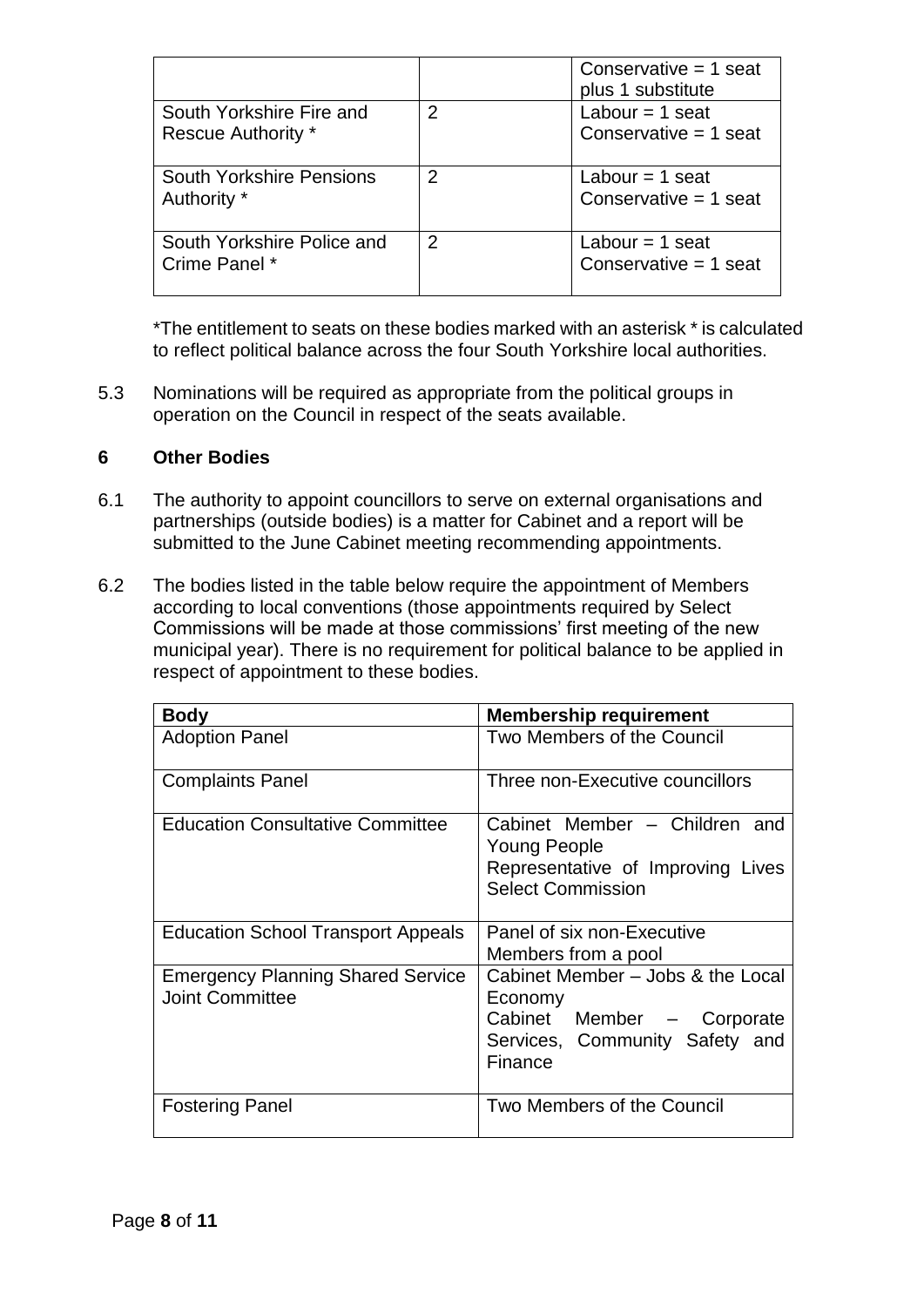| | | |
|---|---|---|
| | | Conservative = 1 seat plus 1 substitute |
| South Yorkshire Fire and Rescue Authority * | 2 | Labour = 1 seat<br>Conservative = 1 seat |
| South Yorkshire Pensions Authority * | 2 | Labour = 1 seat<br>Conservative = 1 seat |
| South Yorkshire Police and Crime Panel * | 2 | Labour = 1 seat<br>Conservative = 1 seat |

*The entitlement to seats on these bodies marked with an asterisk * is calculated to reflect political balance across the four South Yorkshire local authorities.

5.3 Nominations will be required as appropriate from the political groups in operation on the Council in respect of the seats available.

## 6 Other Bodies

6.1 The authority to appoint councillors to serve on external organisations and partnerships (outside bodies) is a matter for Cabinet and a report will be submitted to the June Cabinet meeting recommending appointments.

6.2 The bodies listed in the table below require the appointment of Members according to local conventions (those appointments required by Select Commissions will be made at those commissions' first meeting of the new municipal year). There is no requirement for political balance to be applied in respect of appointment to these bodies.

| Body | Membership requirement |
|---|---|
| Adoption Panel | Two Members of the Council |
| Complaints Panel | Three non-Executive councillors |
| Education Consultative Committee | Cabinet Member – Children and Young People<br>Representative of Improving Lives Select Commission |
| Education School Transport Appeals | Panel of six non-Executive Members from a pool |
| Emergency Planning Shared Service Joint Committee | Cabinet Member – Jobs & the Local Economy<br>Cabinet Member – Corporate Services, Community Safety and Finance |
| Fostering Panel | Two Members of the Council |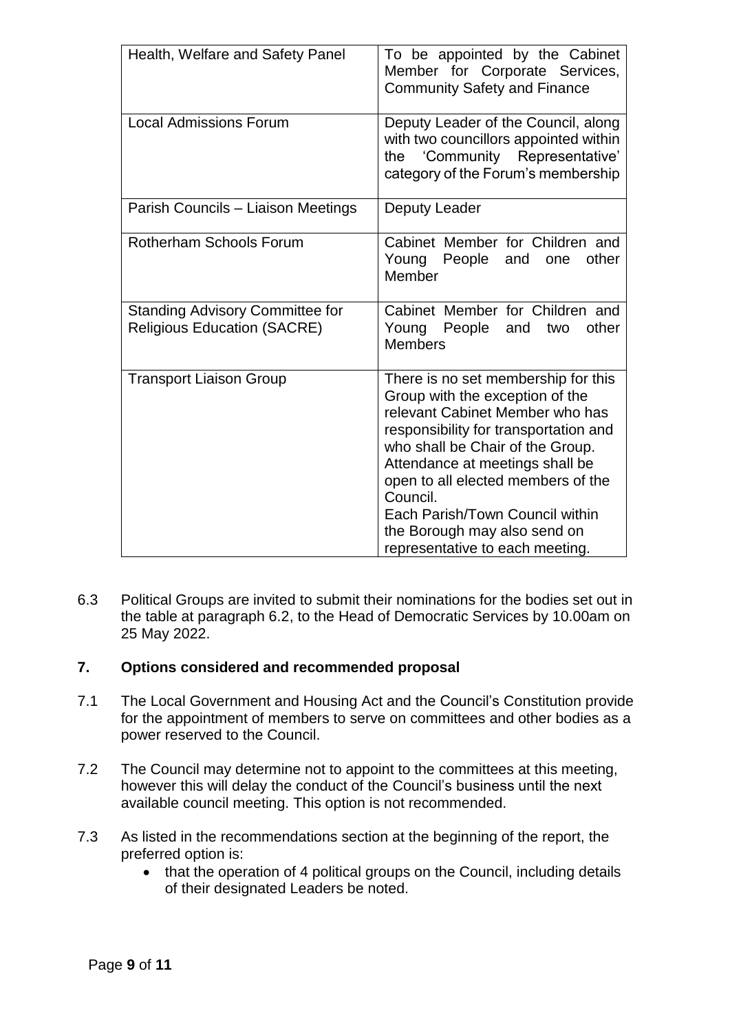| | |
|---|---|
| Health, Welfare and Safety Panel | To be appointed by the Cabinet Member for Corporate Services, Community Safety and Finance |
| Local Admissions Forum | Deputy Leader of the Council, along with two councillors appointed within the 'Community Representative' category of the Forum's membership |
| Parish Councils – Liaison Meetings | Deputy Leader |
| Rotherham Schools Forum | Cabinet Member for Children and Young People and one other Member |
| Standing Advisory Committee for Religious Education (SACRE) | Cabinet Member for Children and Young People and two other Members |
| Transport Liaison Group | There is no set membership for this Group with the exception of the relevant Cabinet Member who has responsibility for transportation and who shall be Chair of the Group. Attendance at meetings shall be open to all elected members of the Council. Each Parish/Town Council within the Borough may also send on representative to each meeting. |

6.3 Political Groups are invited to submit their nominations for the bodies set out in the table at paragraph 6.2, to the Head of Democratic Services by 10.00am on 25 May 2022.

## 7. Options considered and recommended proposal

7.1 The Local Government and Housing Act and the Council's Constitution provide for the appointment of members to serve on committees and other bodies as a power reserved to the Council.

7.2 The Council may determine not to appoint to the committees at this meeting, however this will delay the conduct of the Council's business until the next available council meeting. This option is not recommended.

7.3 As listed in the recommendations section at the beginning of the report, the preferred option is:

- that the operation of 4 political groups on the Council, including details of their designated Leaders be noted.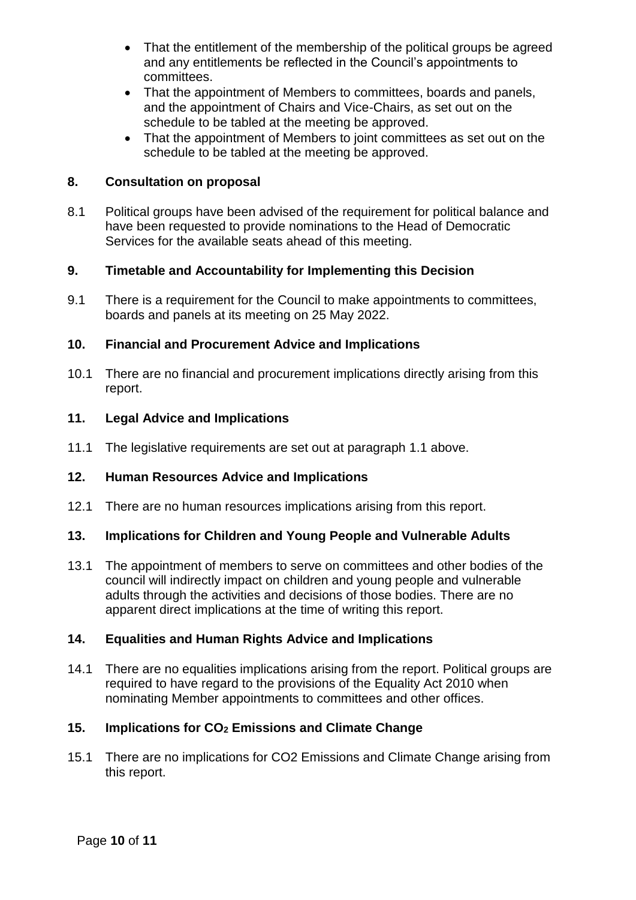- That the entitlement of the membership of the political groups be agreed and any entitlements be reflected in the Council's appointments to committees.
- That the appointment of Members to committees, boards and panels, and the appointment of Chairs and Vice-Chairs, as set out on the schedule to be tabled at the meeting be approved.
- That the appointment of Members to joint committees as set out on the schedule to be tabled at the meeting be approved.

## 8. Consultation on proposal

8.1 Political groups have been advised of the requirement for political balance and have been requested to provide nominations to the Head of Democratic Services for the available seats ahead of this meeting.

## 9. Timetable and Accountability for Implementing this Decision

9.1 There is a requirement for the Council to make appointments to committees, boards and panels at its meeting on 25 May 2022.

## 10. Financial and Procurement Advice and Implications

10.1 There are no financial and procurement implications directly arising from this report.

## 11. Legal Advice and Implications

11.1 The legislative requirements are set out at paragraph 1.1 above.

## 12. Human Resources Advice and Implications

12.1 There are no human resources implications arising from this report.

## 13. Implications for Children and Young People and Vulnerable Adults

13.1 The appointment of members to serve on committees and other bodies of the council will indirectly impact on children and young people and vulnerable adults through the activities and decisions of those bodies. There are no apparent direct implications at the time of writing this report.

## 14. Equalities and Human Rights Advice and Implications

14.1 There are no equalities implications arising from the report. Political groups are required to have regard to the provisions of the Equality Act 2010 when nominating Member appointments to committees and other offices.

## 15. Implications for $CO_2$ Emissions and Climate Change

15.1 There are no implications for CO2 Emissions and Climate Change arising from this report.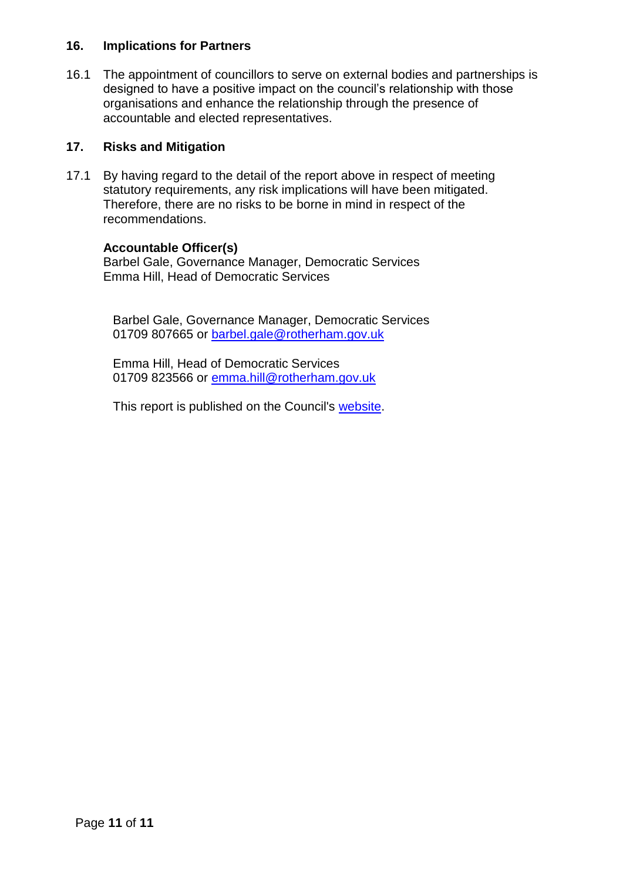## 16. Implications for Partners

16.1 The appointment of councillors to serve on external bodies and partnerships is designed to have a positive impact on the council's relationship with those organisations and enhance the relationship through the presence of accountable and elected representatives.

## 17. Risks and Mitigation

17.1 By having regard to the detail of the report above in respect of meeting statutory requirements, any risk implications will have been mitigated. Therefore, there are no risks to be borne in mind in respect of the recommendations.

**Accountable Officer(s)**
Barbel Gale, Governance Manager, Democratic Services
Emma Hill, Head of Democratic Services

Barbel Gale, Governance Manager, Democratic Services
01709 807665 or barbel.gale@rotherham.gov.uk

Emma Hill, Head of Democratic Services
01709 823566 or emma.hill@rotherham.gov.uk

This report is published on the Council's website.